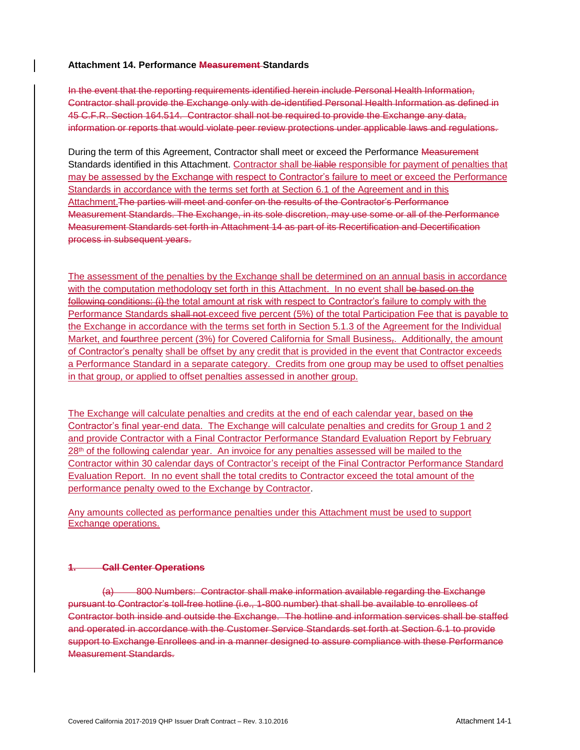**Attachment 14. Performance ~~Measurement~~ Standards**

~~In the event that the reporting requirements identified herein include Personal Health Information, Contractor shall provide the Exchange only with de-identified Personal Health Information as defined in 45 C.F.R. Section 164.514. Contractor shall not be required to provide the Exchange any data, information or reports that would violate peer review protections under applicable laws and regulations.~~

During the term of this Agreement, Contractor shall meet or exceed the Performance ~~Measurement~~ Standards identified in this Attachment. Contractor shall be ~~liable~~ responsible for payment of penalties that may be assessed by the Exchange with respect to Contractor's failure to meet or exceed the Performance Standards in accordance with the terms set forth at Section 6.1 of the Agreement and in this Attachment.~~The parties will meet and confer on the results of the Contractor's Performance Measurement Standards. The Exchange, in its sole discretion, may use some or all of the Performance Measurement Standards set forth in Attachment 14 as part of its Recertification and Decertification process in subsequent years.~~

The assessment of the penalties by the Exchange shall be determined on an annual basis in accordance with the computation methodology set forth in this Attachment. In no event shall ~~be based on the following conditions: (i)~~ the total amount at risk with respect to Contractor's failure to comply with the Performance Standards ~~shall not~~ exceed five percent (5%) of the total Participation Fee that is payable to the Exchange in accordance with the terms set forth in Section 5.1.3 of the Agreement for the Individual Market, and ~~four~~three percent (3%) for Covered California for Small Business~~,~~. Additionally, the amount of Contractor's penalty shall be offset by any credit that is provided in the event that Contractor exceeds a Performance Standard in a separate category. Credits from one group may be used to offset penalties in that group, or applied to offset penalties assessed in another group.

The Exchange will calculate penalties and credits at the end of each calendar year, based on ~~the~~ Contractor's final year-end data. The Exchange will calculate penalties and credits for Group 1 and 2 and provide Contractor with a Final Contractor Performance Standard Evaluation Report by February 28th of the following calendar year. An invoice for any penalties assessed will be mailed to the Contractor within 30 calendar days of Contractor's receipt of the Final Contractor Performance Standard Evaluation Report. In no event shall the total credits to Contractor exceed the total amount of the performance penalty owed to the Exchange by Contractor.

Any amounts collected as performance penalties under this Attachment must be used to support Exchange operations.

~~**1. Call Center Operations**~~

~~(a) 800 Numbers: Contractor shall make information available regarding the Exchange pursuant to Contractor's toll-free hotline (i.e., 1-800 number) that shall be available to enrollees of Contractor both inside and outside the Exchange. The hotline and information services shall be staffed and operated in accordance with the Customer Service Standards set forth at Section 6.1 to provide support to Exchange Enrollees and in a manner designed to assure compliance with these Performance Measurement Standards.~~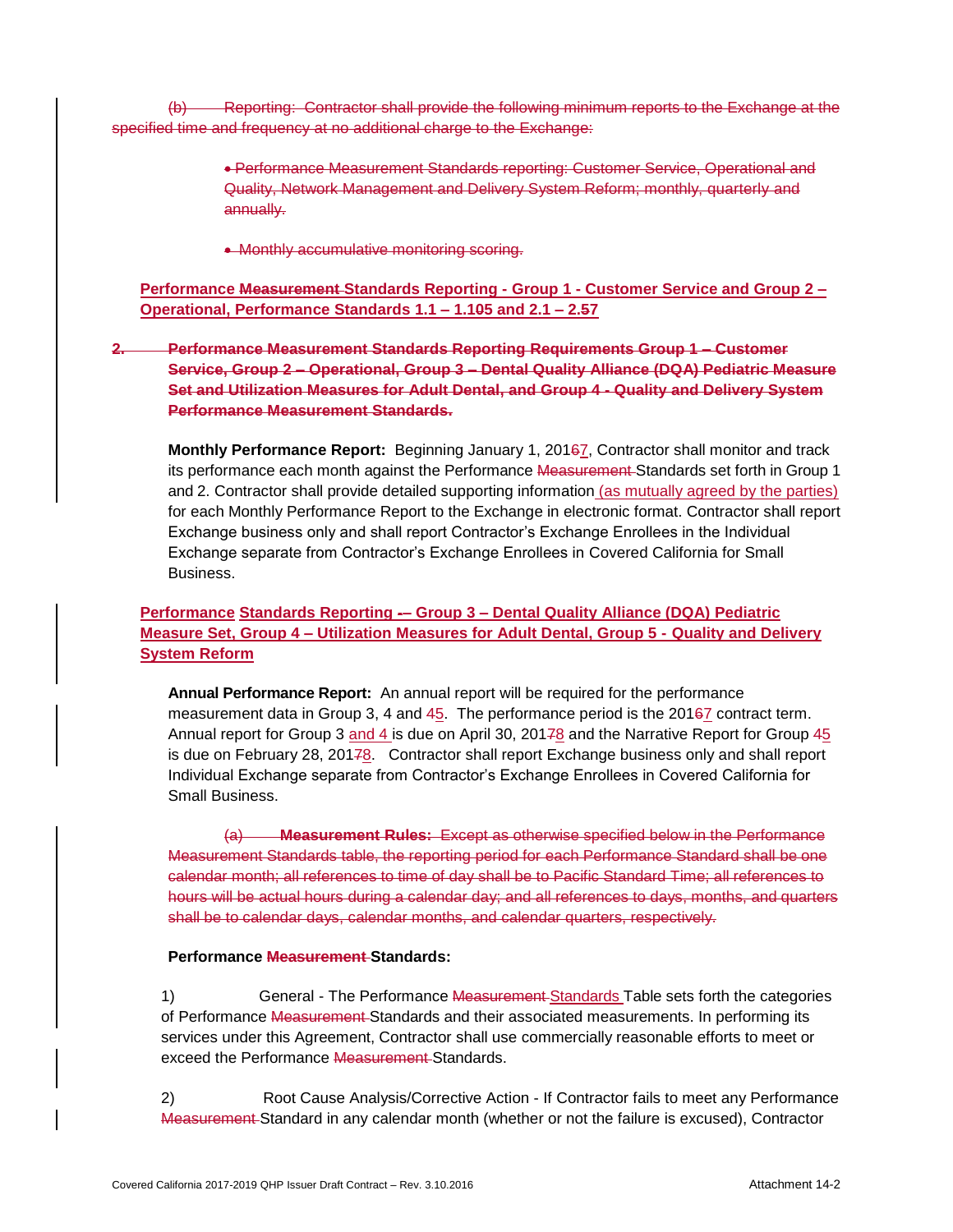~~(b) Reporting: Contractor shall provide the following minimum reports to the Exchange at the specified time and frequency at no additional charge to the Exchange:~~

- ~~Performance Measurement Standards reporting: Customer Service, Operational and Quality, Network Management and Delivery System Reform; monthly, quarterly and annually.~~
- ~~Monthly accumulative monitoring scoring.~~

**Performance ~~Measurement~~ Standards Reporting - Group 1 - Customer Service and Group 2 – Operational, Performance Standards 1.1 – 1.~~10~~5 and 2.1 – 2.~~5~~7**

~~**2. Performance Measurement Standards Reporting Requirements Group 1 – Customer Service, Group 2 – Operational, Group 3 – Dental Quality Alliance (DQA) Pediatric Measure Set and Utilization Measures for Adult Dental, and Group 4 - Quality and Delivery System Performance Measurement Standards.**~~

**Monthly Performance Report:** Beginning January 1, 201~~6~~7, Contractor shall monitor and track its performance each month against the Performance ~~Measurement~~ Standards set forth in Group 1 and 2. Contractor shall provide detailed supporting information (as mutually agreed by the parties) for each Monthly Performance Report to the Exchange in electronic format. Contractor shall report Exchange business only and shall report Contractor's Exchange Enrollees in the Individual Exchange separate from Contractor's Exchange Enrollees in Covered California for Small Business.

**Performance Standards Reporting ~~-~~– Group 3 – Dental Quality Alliance (DQA) Pediatric Measure Set, Group 4 – Utilization Measures for Adult Dental, Group 5 - Quality and Delivery System Reform**

**Annual Performance Report:** An annual report will be required for the performance measurement data in Group 3, 4 and ~~4~~5. The performance period is the 201~~6~~7 contract term. Annual report for Group 3 and 4 is due on April 30, 201~~7~~8 and the Narrative Report for Group ~~4~~5 is due on February 28, 201~~7~~8. Contractor shall report Exchange business only and shall report Individual Exchange separate from Contractor's Exchange Enrollees in Covered California for Small Business.

~~(a)~~ **Measurement Rules:** ~~Except as otherwise specified below in the Performance Measurement Standards table, the reporting period for each Performance Standard shall be one calendar month; all references to time of day shall be to Pacific Standard Time; all references to hours will be actual hours during a calendar day; and all references to days, months, and quarters shall be to calendar days, calendar months, and calendar quarters, respectively.~~

**Performance ~~Measurement~~ Standards:**

1) General - The Performance ~~Measurement~~ Standards Table sets forth the categories of Performance ~~Measurement~~ Standards and their associated measurements. In performing its services under this Agreement, Contractor shall use commercially reasonable efforts to meet or exceed the Performance ~~Measurement~~ Standards.

2) Root Cause Analysis/Corrective Action - If Contractor fails to meet any Performance ~~Measurement~~ Standard in any calendar month (whether or not the failure is excused), Contractor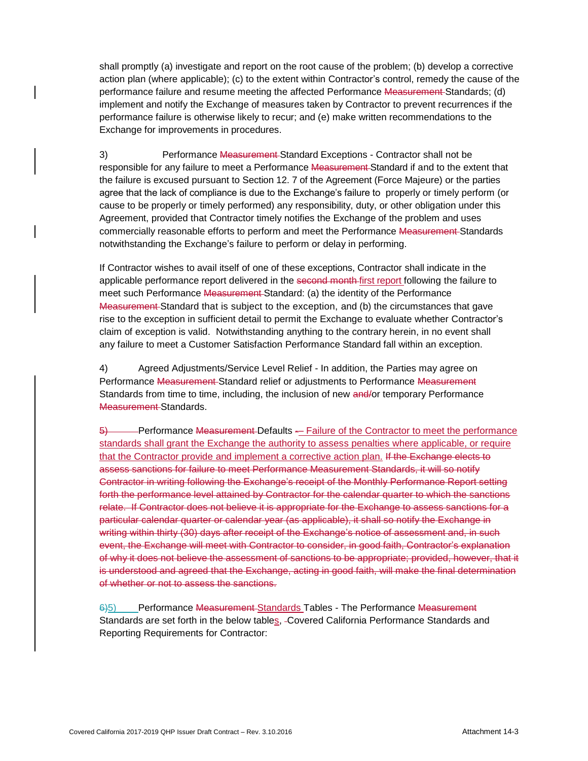shall promptly (a) investigate and report on the root cause of the problem; (b) develop a corrective action plan (where applicable); (c) to the extent within Contractor's control, remedy the cause of the performance failure and resume meeting the affected Performance ~~Measurement~~ Standards; (d) implement and notify the Exchange of measures taken by Contractor to prevent recurrences if the performance failure is otherwise likely to recur; and (e) make written recommendations to the Exchange for improvements in procedures.

3) Performance ~~Measurement~~ Standard Exceptions - Contractor shall not be responsible for any failure to meet a Performance ~~Measurement~~ Standard if and to the extent that the failure is excused pursuant to Section 12. 7 of the Agreement (Force Majeure) or the parties agree that the lack of compliance is due to the Exchange's failure to properly or timely perform (or cause to be properly or timely performed) any responsibility, duty, or other obligation under this Agreement, provided that Contractor timely notifies the Exchange of the problem and uses commercially reasonable efforts to perform and meet the Performance ~~Measurement~~ Standards notwithstanding the Exchange's failure to perform or delay in performing.

If Contractor wishes to avail itself of one of these exceptions, Contractor shall indicate in the applicable performance report delivered in the ~~second month~~ first report following the failure to meet such Performance ~~Measurement~~ Standard: (a) the identity of the Performance ~~Measurement~~ Standard that is subject to the exception, and (b) the circumstances that gave rise to the exception in sufficient detail to permit the Exchange to evaluate whether Contractor's claim of exception is valid. Notwithstanding anything to the contrary herein, in no event shall any failure to meet a Customer Satisfaction Performance Standard fall within an exception.

4) Agreed Adjustments/Service Level Relief - In addition, the Parties may agree on Performance ~~Measurement~~ Standard relief or adjustments to Performance ~~Measurement~~ Standards from time to time, including, the inclusion of new ~~and/~~or temporary Performance ~~Measurement~~ Standards.

~~5)~~ Performance ~~Measurement~~ Defaults ~~-~~– Failure of the Contractor to meet the performance standards shall grant the Exchange the authority to assess penalties where applicable, or require that the Contractor provide and implement a corrective action plan. ~~If the Exchange elects to assess sanctions for failure to meet Performance Measurement Standards, it will so notify Contractor in writing following the Exchange's receipt of the Monthly Performance Report setting forth the performance level attained by Contractor for the calendar quarter to which the sanctions relate. If Contractor does not believe it is appropriate for the Exchange to assess sanctions for a particular calendar quarter or calendar year (as applicable), it shall so notify the Exchange in writing within thirty (30) days after receipt of the Exchange's notice of assessment and, in such event, the Exchange will meet with Contractor to consider, in good faith, Contractor's explanation of why it does not believe the assessment of sanctions to be appropriate; provided, however, that it is understood and agreed that the Exchange, acting in good faith, will make the final determination of whether or not to assess the sanctions.~~

~~6)~~5) Performance ~~Measurement~~ Standards Tables - The Performance ~~Measurement~~ Standards are set forth in the below tables, Covered California Performance Standards and Reporting Requirements for Contractor: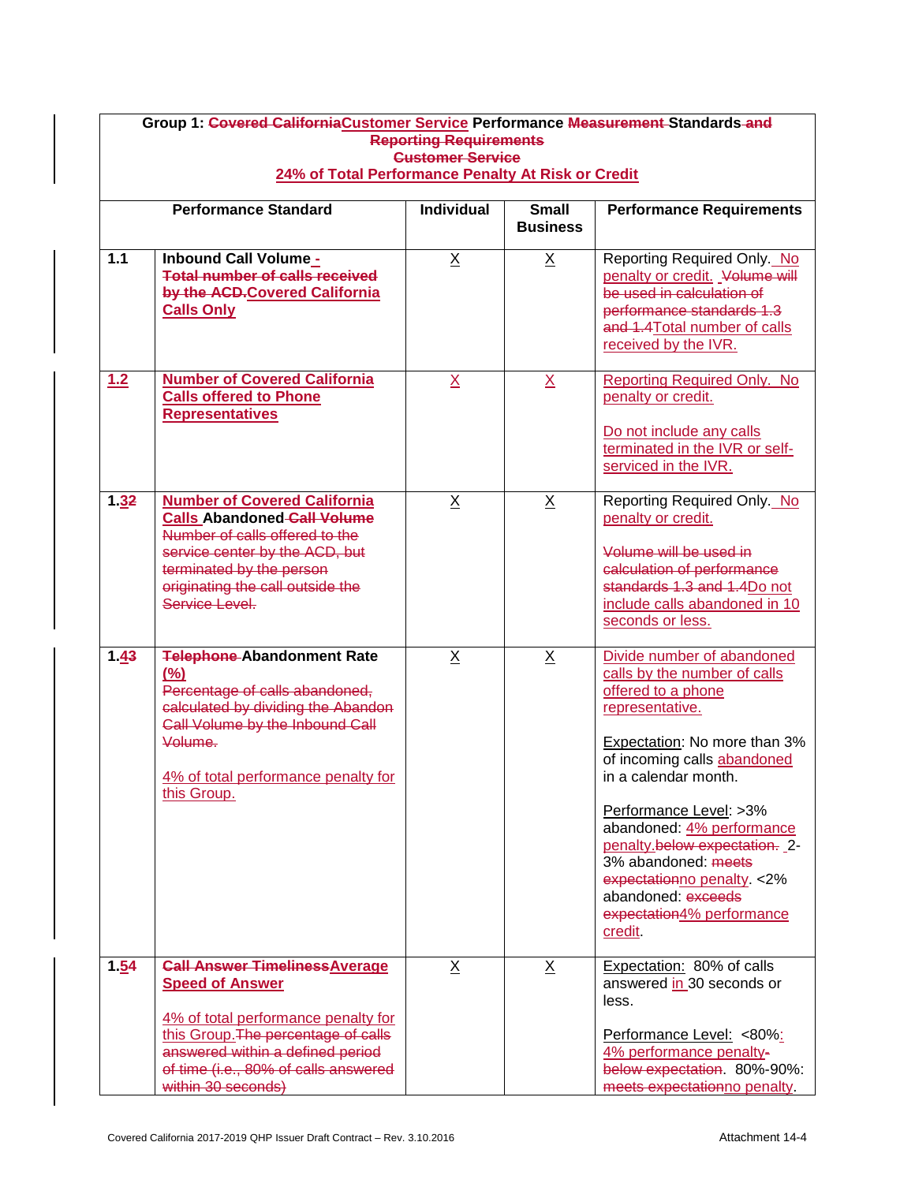| Group 1: Covered CaliforniaCustomer Service Performance Measurement Standards and Reporting Requirements Customer Service 24% of Total Performance Penalty At Risk or Credit | | | | |
|---|---|---|---|---|
| **Performance Standard** | | **Individual** | **Small Business** | **Performance Requirements** |
| **1.1** | **Inbound Call Volume - Total number of calls received by the ACD.Covered California Calls Only** | X | X | Reporting Required Only. No penalty or credit. Volume will be used in calculation of performance standards 1.3 and 1.4Total number of calls received by the IVR. |
| **1.2** | **Number of Covered California Calls offered to Phone Representatives** | X | X | Reporting Required Only. No penalty or credit.<br><br>Do not include any calls terminated in the IVR or self-serviced in the IVR. |
| **1.32** | **Number of Covered California Calls Abandoned Call Volume** Number of calls offered to the service center by the ACD, but terminated by the person originating the call outside the Service Level. | X | X | Reporting Required Only. No penalty or credit.<br><br>Volume will be used in calculation of performance standards 1.3 and 1.4Do not include calls abandoned in 10 seconds or less. |
| **1.43** | **Telephone Abandonment Rate (%)** Percentage of calls abandoned, calculated by dividing the Abandon Call Volume by the Inbound Call Volume.<br><br>4% of total performance penalty for this Group. | X | X | Divide number of abandoned calls by the number of calls offered to a phone representative.<br><br>Expectation: No more than 3% of incoming calls abandoned in a calendar month.<br><br>Performance Level: >3% abandoned: 4% performance penalty.below expectation. 2-3% abandoned: meets expectationno penalty. <2% abandoned: exceeds expectation4% performance credit. |
| **1.54** | **Call Answer TimelinessAverage Speed of Answer**<br><br>4% of total performance penalty for this Group.The percentage of calls answered within a defined period of time (i.e., 80% of calls answered within 30 seconds) | X | X | Expectation: 80% of calls answered in 30 seconds or less.<br><br>Performance Level: <80%: 4% performance penalty-below expectation. 80%-90%: meets expectationno penalty. |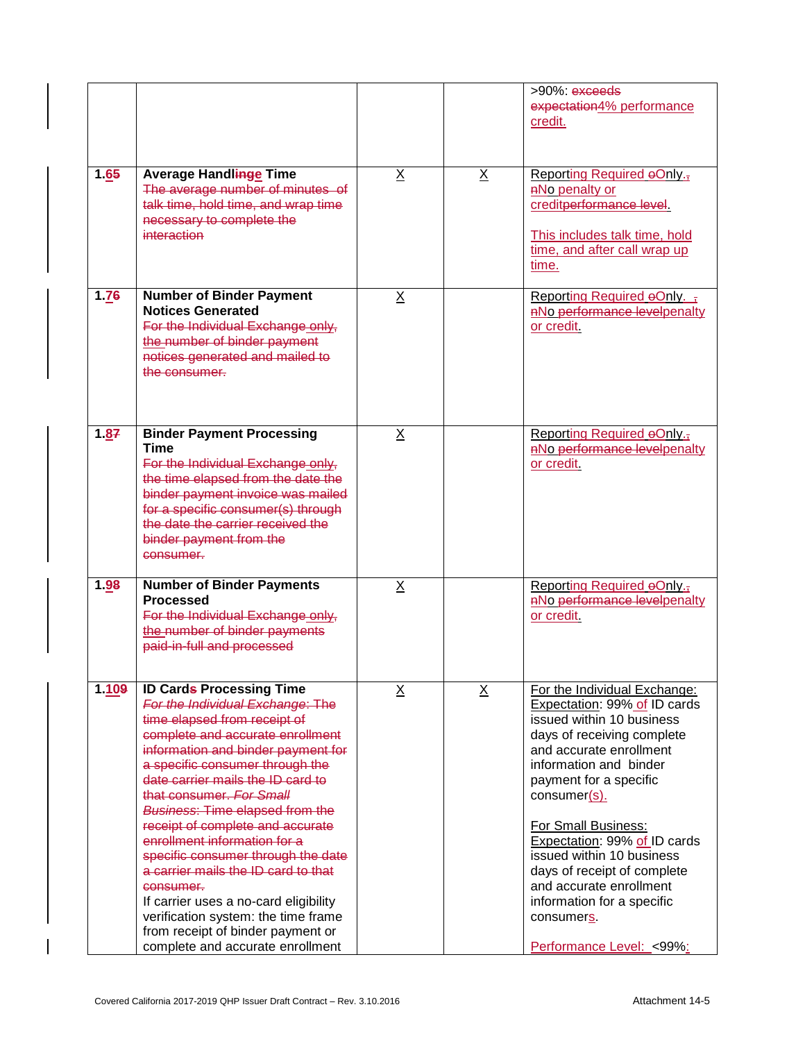| | | | | >90%: exceeds expectation4% performance credit. |
|---|---|---|---|---|
| 1.65 | **Average Handlinge Time** The average number of minutes of talk time, hold time, and wrap time necessary to complete the interaction | X | X | Reporting Required oOnly., nNo penalty or creditperformance level. This includes talk time, hold time, and after call wrap up time. |
| 1.76 | **Number of Binder Payment Notices Generated** For the Individual Exchange only, the number of binder payment notices generated and mailed to the consumer. | X | | Reporting Required oOnly. , nNo performance levelpenalty or credit. |
| 1.87 | **Binder Payment Processing Time** For the Individual Exchange only, the time elapsed from the date the binder payment invoice was mailed for a specific consumer(s) through the date the carrier received the binder payment from the consumer. | X | | Reporting Required oOnly., nNo performance levelpenalty or credit. |
| 1.98 | **Number of Binder Payments Processed** For the Individual Exchange only, the number of binder payments paid-in-full and processed | X | | Reporting Required oOnly., nNo performance levelpenalty or credit. |
| 1.109 | **ID Cards Processing Time** *For the Individual Exchange*: The time elapsed from receipt of complete and accurate enrollment information and binder payment for a specific consumer through the date carrier mails the ID card to that consumer. *For Small Business*: Time elapsed from the receipt of complete and accurate enrollment information for a specific consumer through the date a carrier mails the ID card to that consumer. If carrier uses a no-card eligibility verification system: the time frame from receipt of binder payment or complete and accurate enrollment | X | X | For the Individual Exchange: Expectation: 99% of ID cards issued within 10 business days of receiving complete and accurate enrollment information and binder payment for a specific consumer(s). For Small Business: Expectation: 99% of ID cards issued within 10 business days of receipt of complete and accurate enrollment information for a specific consumers. Performance Level: <99%: |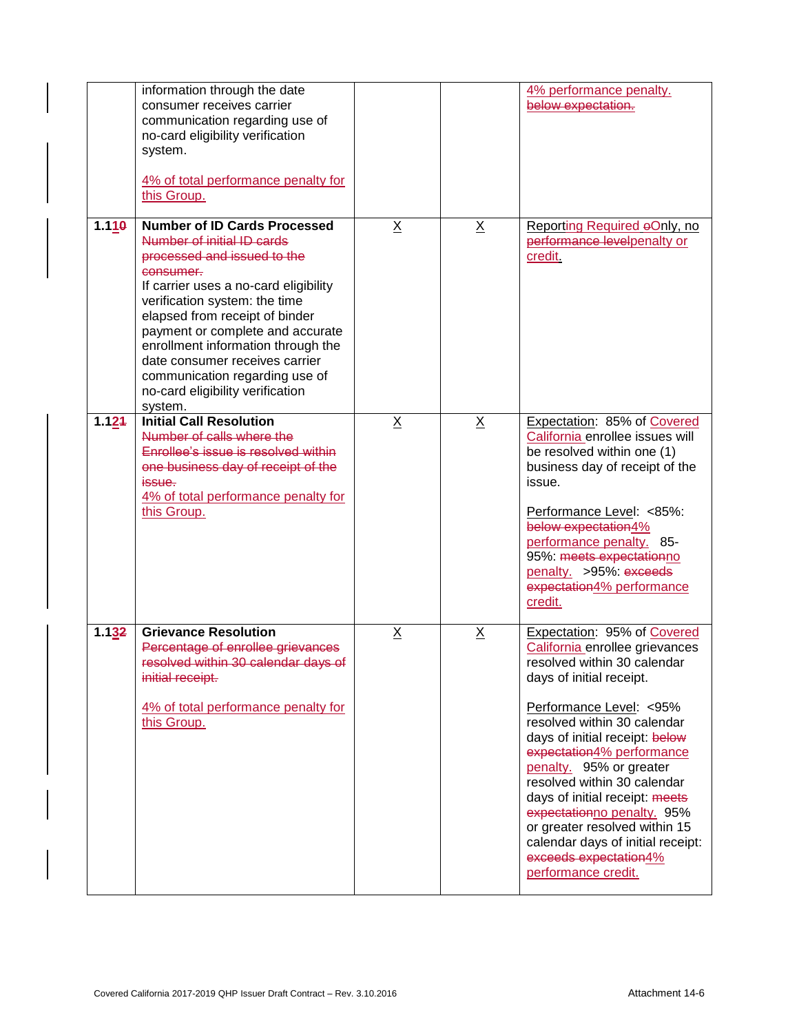| | information through the date consumer receives carrier communication regarding use of no-card eligibility verification system.<br><br>4% of total performance penalty for this Group. | | | 4% performance penalty. ~~below expectation.~~ |
|---|---|---|---|---|
| 1.11~~0~~ | **Number of ID Cards Processed** ~~Number of initial ID cards processed and issued to the consumer.~~ If carrier uses a no-card eligibility verification system: the time elapsed from receipt of binder payment or complete and accurate enrollment information through the date consumer receives carrier communication regarding use of no-card eligibility verification system. | X | X | Reporting Required ~~o~~Only, no ~~performance level~~penalty or credit. |
| 1.12~~1~~ | **Initial Call Resolution** ~~Number of calls where the Enrollee's issue is resolved within one business day of receipt of the issue.~~ 4% of total performance penalty for this Group. | X | X | Expectation: 85% of Covered California enrollee issues will be resolved within one (1) business day of receipt of the issue.<br><br>Performance Level: <85%: ~~below expectation~~4% performance penalty. 85-95%: ~~meets expectation~~no penalty. >95%: ~~exceeds expectation~~4% performance credit. |
| 1.13~~2~~ | **Grievance Resolution** ~~Percentage of enrollee grievances resolved within 30 calendar days of initial receipt.~~<br><br>4% of total performance penalty for this Group. | X | X | Expectation: 95% of Covered California enrollee grievances resolved within 30 calendar days of initial receipt.<br><br>Performance Level: <95% resolved within 30 calendar days of initial receipt: ~~below expectation~~4% performance penalty. 95% or greater resolved within 30 calendar days of initial receipt: ~~meets expectation~~no penalty. 95% or greater resolved within 15 calendar days of initial receipt: ~~exceeds expectation~~4% performance credit. |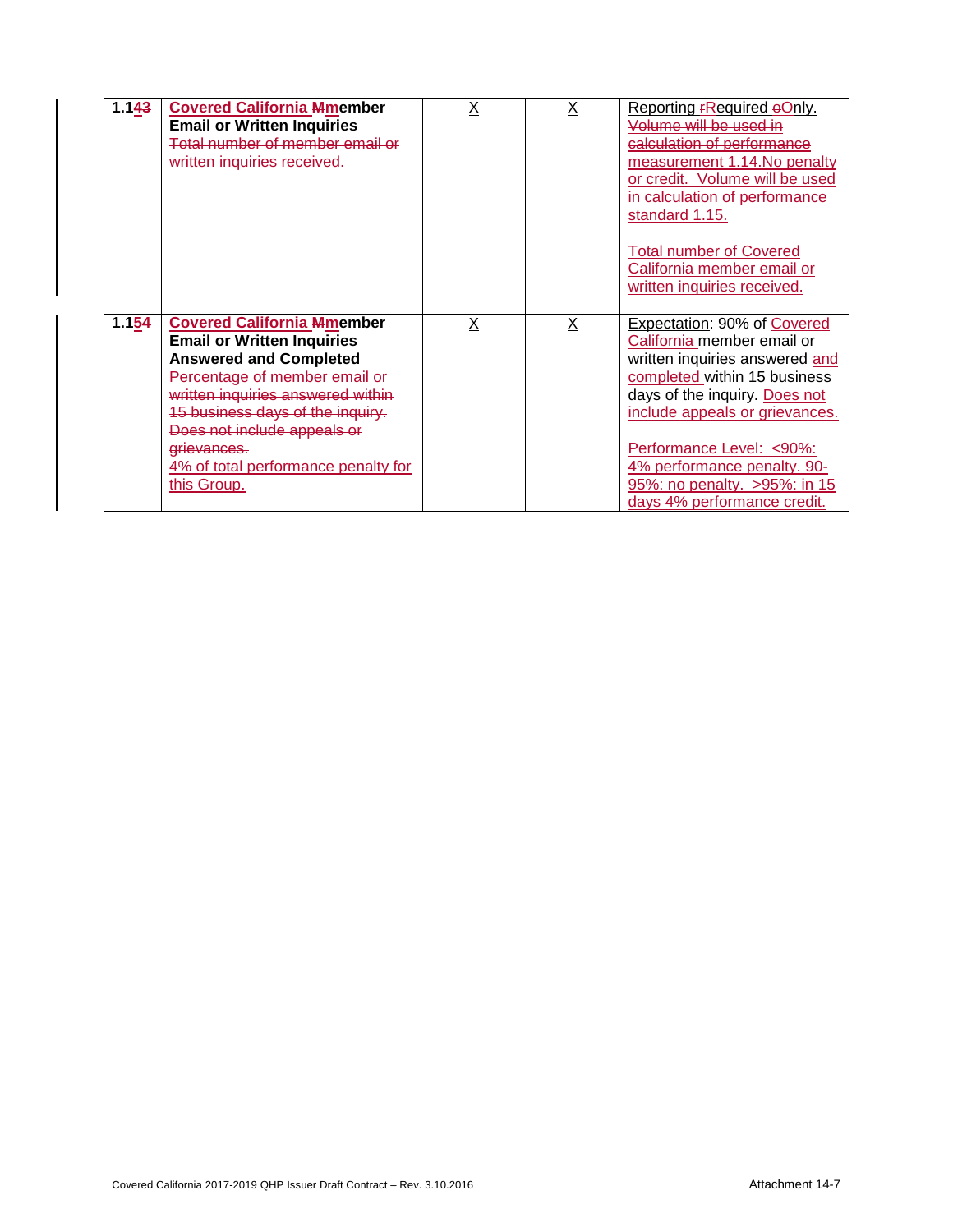| | | | | |
|---|---|---|---|---|
| **1.14~~3~~** | **Covered California ~~M~~member Email or Written Inquiries**<br>~~Total number of member email or written inquiries received.~~ | X | X | Reporting ~~r~~Required ~~o~~Only. ~~Volume will be used in calculation of performance measurement 1.14.~~No penalty or credit. Volume will be used in calculation of performance standard 1.15.<br><br>Total number of Covered California member email or written inquiries received. |
| **1.15~~4~~** | **Covered California ~~M~~member Email or Written Inquiries Answered and Completed**<br>~~Percentage of member email or written inquiries answered within 15 business days of the inquiry. Does not include appeals or grievances.~~<br>4% of total performance penalty for this Group. | X | X | Expectation: 90% of Covered California member email or written inquiries answered and completed within 15 business days of the inquiry. Does not include appeals or grievances.<br><br>Performance Level: <90%: 4% performance penalty. 90-95%: no penalty. >95%: in 15 days 4% performance credit. |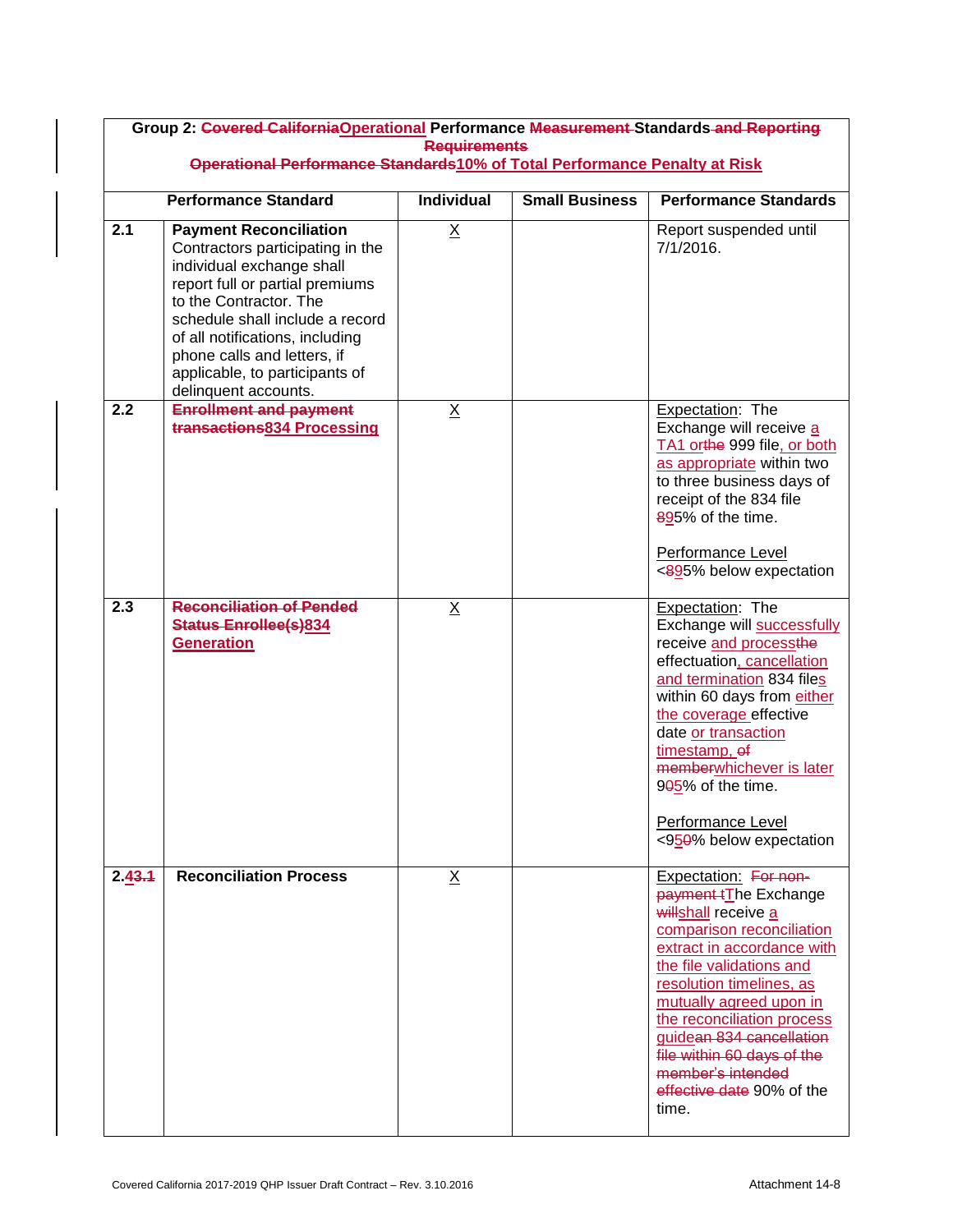| Group 2: ~~Covered California~~Operational Performance ~~Measurement~~ Standards ~~and Reporting Requirements~~ ~~Operational Performance Standards~~10% of Total Performance Penalty at Risk | | | | |
|---|---|---|---|---|
| **Performance Standard** | | **Individual** | **Small Business** | **Performance Standards** |
| **2.1** | **Payment Reconciliation** Contractors participating in the individual exchange shall report full or partial premiums to the Contractor. The schedule shall include a record of all notifications, including phone calls and letters, if applicable, to participants of delinquent accounts. | X | | Report suspended until 7/1/2016. |
| **2.2** | ~~**Enrollment and payment transactions**~~**834 Processing** | X | | Expectation: The Exchange will receive a TA1 or~~the~~ 999 file, or both as appropriate within two to three business days of receipt of the 834 file ~~8~~95% of the time.<br><br>Performance Level<br><~~8~~95% below expectation |
| **2.3** | ~~**Reconciliation of Pended Status Enrollee(s)**~~**834 Generation** | X | | Expectation: The Exchange will successfully receive and process~~the~~ effectuation, cancellation and termination 834 files within 60 days from either the coverage effective date or transaction timestamp, ~~of member~~whichever is later 9~~0~~5% of the time.<br><br>Performance Level<br><95~~0~~% below expectation |
| **2.~~4~~3.1** | **Reconciliation Process** | X | | Expectation: ~~For non-payment t~~The Exchange ~~will~~shall receive a comparison reconciliation extract in accordance with the file validations and resolution timelines, as mutually agreed upon in the reconciliation process guide~~an 834 cancellation file within 60 days of the member's intended effective date~~ 90% of the time. |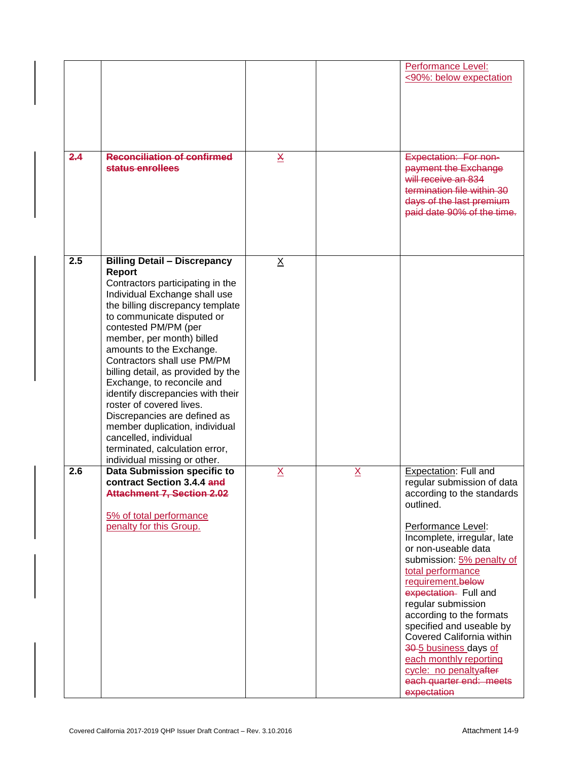| | | | | |
|---|---|---|---|---|
| | | | | Performance Level: <90%: below expectation |
| ~~2.4~~ | ~~**Reconciliation of confirmed status enrollees**~~ | X | | ~~Expectation: For non-payment the Exchange will receive an 834 termination file within 30 days of the last premium paid date 90% of the time.~~ |
| 2.5 | **Billing Detail – Discrepancy Report**<br>Contractors participating in the Individual Exchange shall use the billing discrepancy template to communicate disputed or contested PM/PM (per member, per month) billed amounts to the Exchange. Contractors shall use PM/PM billing detail, as provided by the Exchange, to reconcile and identify discrepancies with their roster of covered lives. Discrepancies are defined as member duplication, individual cancelled, individual terminated, calculation error, individual missing or other. | X | | |
| 2.6 | **Data Submission specific to contract Section 3.4.4** ~~**and Attachment 7, Section 2.02**~~<br><br>5% of total performance penalty for this Group. | X | X | Expectation: Full and regular submission of data according to the standards outlined.<br><br>Performance Level: Incomplete, irregular, late or non-useable data submission: 5% penalty of total performance requirement.~~below expectation~~ Full and regular submission according to the formats specified and useable by Covered California within ~~30~~ 5 business days of each monthly reporting cycle: no penalty~~after each quarter end: meets expectation~~ |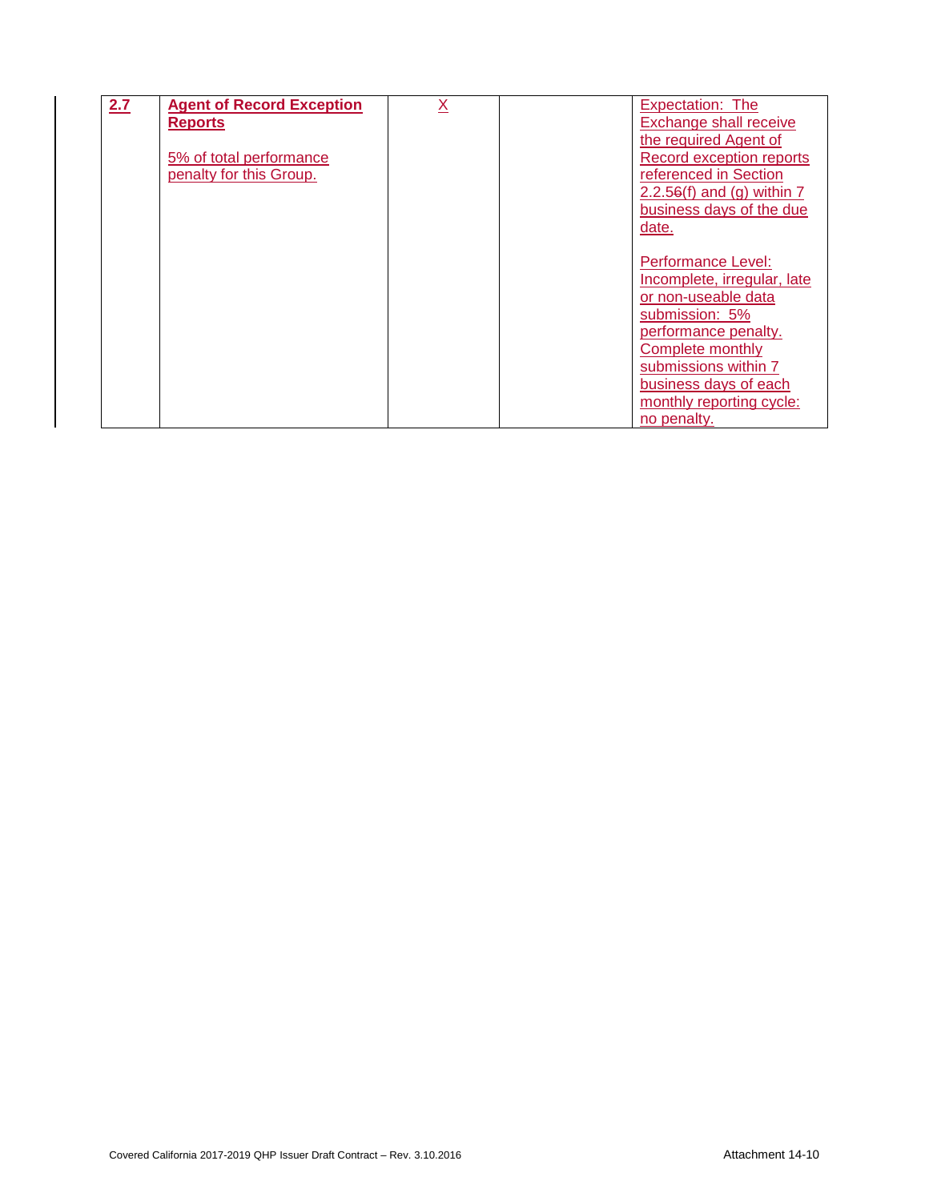| | | | | |
|---|---|---|---|---|
| **2.7** | **Agent of Record Exception Reports**<br><br>5% of total performance penalty for this Group. | X | | Expectation: The Exchange shall receive the required Agent of Record exception reports referenced in Section 2.2.5~~6~~(f) and (g) within 7 business days of the due date.<br><br>Performance Level: Incomplete, irregular, late or non-useable data submission: 5% performance penalty. Complete monthly submissions within 7 business days of each monthly reporting cycle: no penalty. |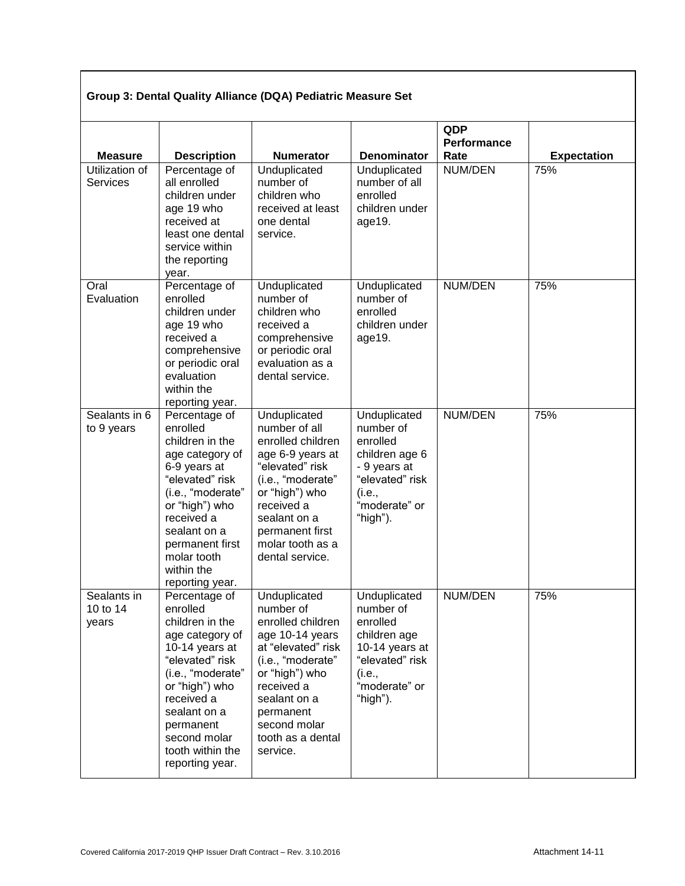| Group 3: Dental Quality Alliance (DQA) Pediatric Measure Set | | | | | |
|---|---|---|---|---|---|
| **Measure** | **Description** | **Numerator** | **Denominator** | **QDP Performance Rate** | **Expectation** |
| Utilization of Services | Percentage of all enrolled children under age 19 who received at least one dental service within the reporting year. | Unduplicated number of children who received at least one dental service. | Unduplicated number of all enrolled children under age19. | NUM/DEN | 75% |
| Oral Evaluation | Percentage of enrolled children under age 19 who received a comprehensive or periodic oral evaluation within the reporting year. | Unduplicated number of children who received a comprehensive or periodic oral evaluation as a dental service. | Unduplicated number of enrolled children under age19. | NUM/DEN | 75% |
| Sealants in 6 to 9 years | Percentage of enrolled children in the age category of 6-9 years at "elevated" risk (i.e., "moderate" or "high") who received a sealant on a permanent first molar tooth within the reporting year. | Unduplicated number of all enrolled children age 6-9 years at "elevated" risk (i.e., "moderate" or "high") who received a sealant on a permanent first molar tooth as a dental service. | Unduplicated number of enrolled children age 6 - 9 years at "elevated" risk (i.e., "moderate" or "high"). | NUM/DEN | 75% |
| Sealants in 10 to 14 years | Percentage of enrolled children in the age category of 10-14 years at "elevated" risk (i.e., "moderate" or "high") who received a sealant on a permanent second molar tooth within the reporting year. | Unduplicated number of enrolled children age 10-14 years at "elevated" risk (i.e., "moderate" or "high") who received a sealant on a permanent second molar tooth as a dental service. | Unduplicated number of enrolled children age 10-14 years at "elevated" risk (i.e., "moderate" or "high"). | NUM/DEN | 75% |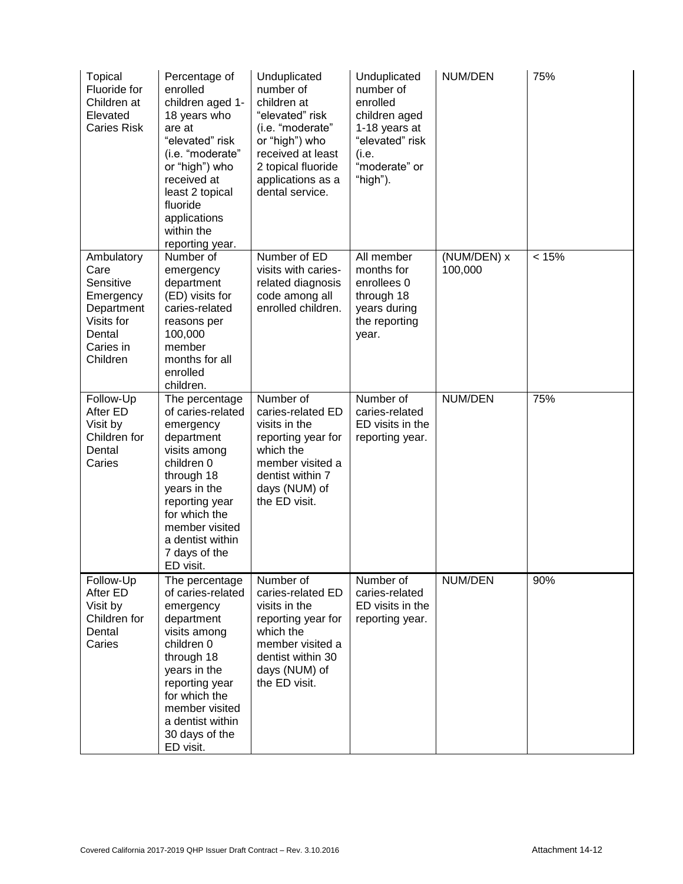| Topical Fluoride for Children at Elevated Caries Risk | Percentage of enrolled children aged 1-18 years who are at "elevated" risk (i.e. "moderate" or "high") who received at least 2 topical fluoride applications within the reporting year. | Unduplicated number of children at "elevated" risk (i.e. "moderate" or "high") who received at least 2 topical fluoride applications as a dental service. | Unduplicated number of enrolled children aged 1-18 years at "elevated" risk (i.e. "moderate" or "high"). | NUM/DEN | 75% |
|---|---|---|---|---|---|
| Ambulatory Care Sensitive Emergency Department Visits for Dental Caries in Children | Number of emergency department (ED) visits for caries-related reasons per 100,000 member months for all enrolled children. | Number of ED visits with caries-related diagnosis code among all enrolled children. | All member months for enrollees 0 through 18 years during the reporting year. | (NUM/DEN) x 100,000 | < 15% |
| Follow-Up After ED Visit by Children for Dental Caries | The percentage of caries-related emergency department visits among children 0 through 18 years in the reporting year for which the member visited a dentist within 7 days of the ED visit. | Number of caries-related ED visits in the reporting year for which the member visited a dentist within 7 days (NUM) of the ED visit. | Number of caries-related ED visits in the reporting year. | NUM/DEN | 75% |
| Follow-Up After ED Visit by Children for Dental Caries | The percentage of caries-related emergency department visits among children 0 through 18 years in the reporting year for which the member visited a dentist within 30 days of the ED visit. | Number of caries-related ED visits in the reporting year for which the member visited a dentist within 30 days (NUM) of the ED visit. | Number of caries-related ED visits in the reporting year. | NUM/DEN | 90% |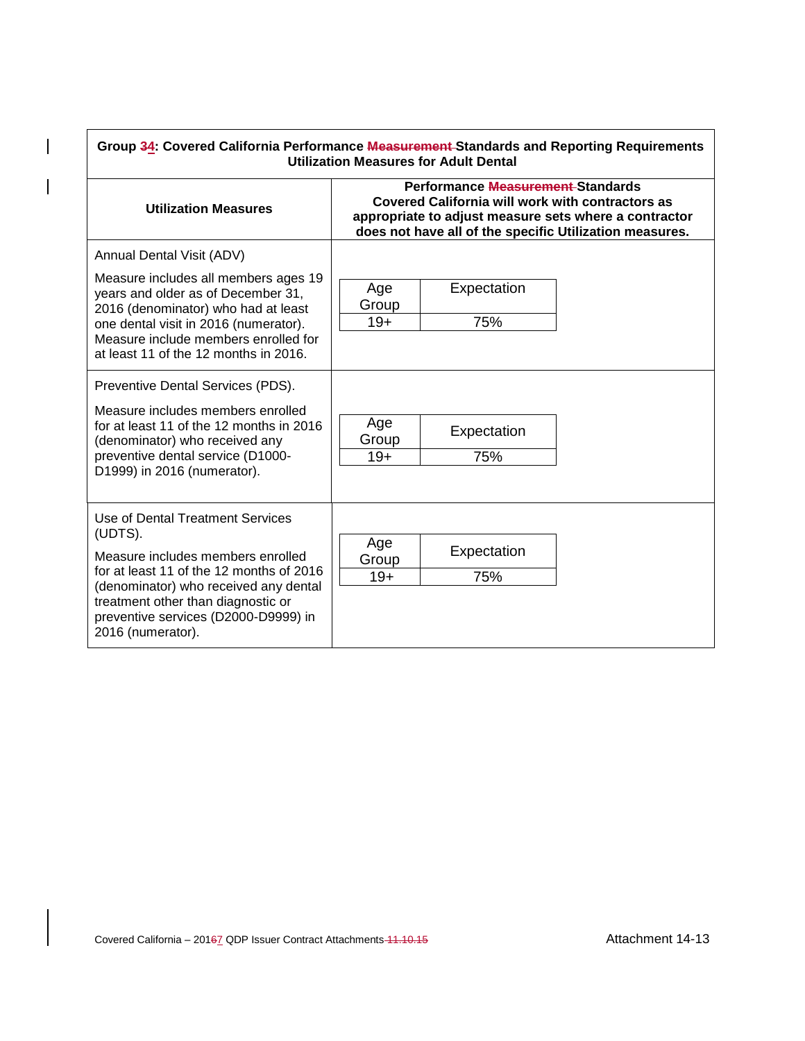**Group 34: Covered California Performance Measurement Standards and Reporting Requirements Utilization Measures for Adult Dental**

| Utilization Measures | Performance Measurement Standards Covered California will work with contractors as appropriate to adjust measure sets where a contractor does not have all of the specific Utilization measures. |
|---|---|
| Annual Dental Visit (ADV)<br><br>Measure includes all members ages 19 years and older as of December 31, 2016 (denominator) who had at least one dental visit in 2016 (numerator). Measure include members enrolled for at least 11 of the 12 months in 2016. | Age Group: 19+ — Expectation: 75% |
| Preventive Dental Services (PDS).<br><br>Measure includes members enrolled for at least 11 of the 12 months in 2016 (denominator) who received any preventive dental service (D1000-D1999) in 2016 (numerator). | Age Group: 19+ — Expectation: 75% |
| Use of Dental Treatment Services (UDTS).<br><br>Measure includes members enrolled for at least 11 of the 12 months of 2016 (denominator) who received any dental treatment other than diagnostic or preventive services (D2000-D9999) in 2016 (numerator). | Age Group: 19+ — Expectation: 75% |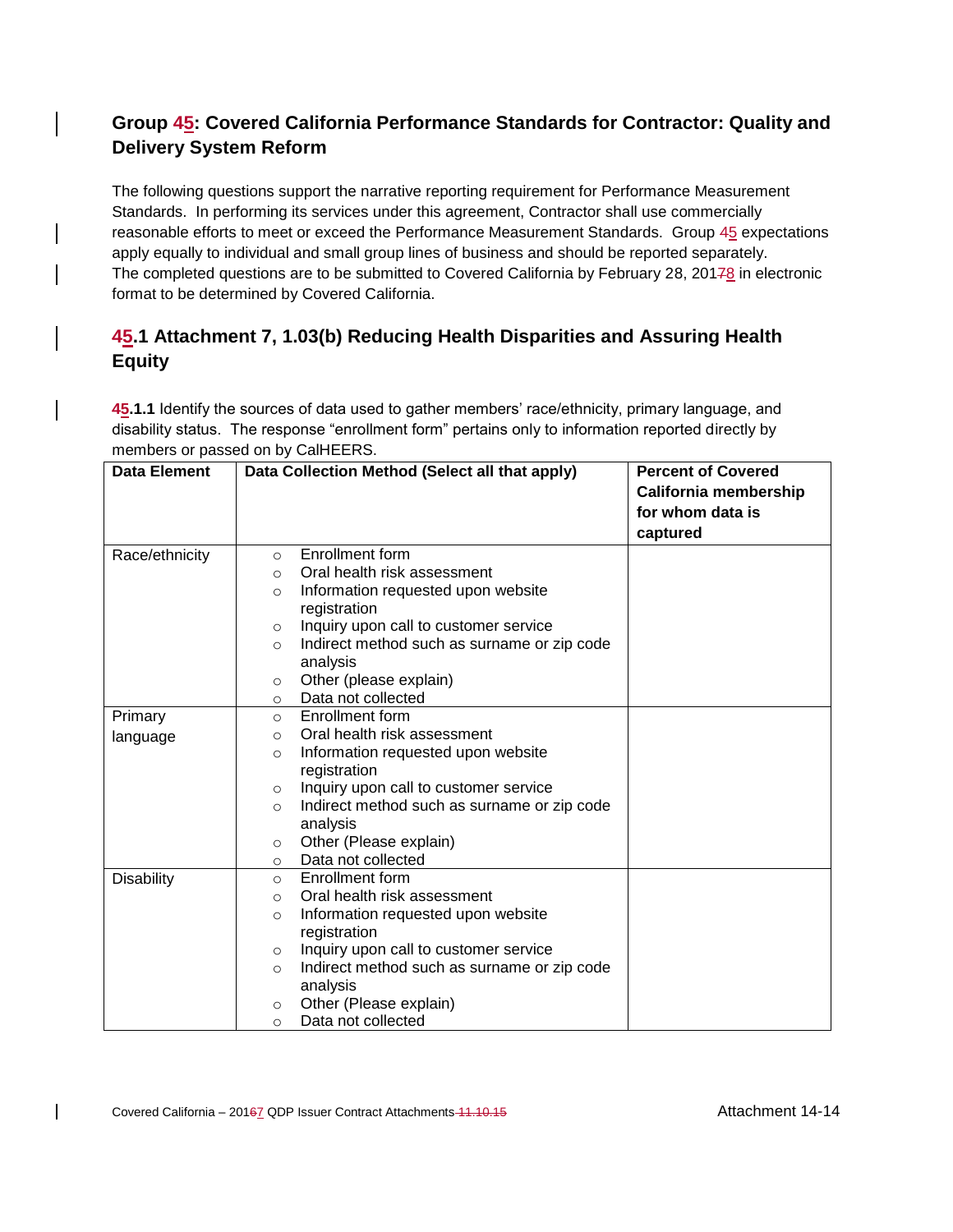## Group 45: Covered California Performance Standards for Contractor: Quality and Delivery System Reform

The following questions support the narrative reporting requirement for Performance Measurement Standards. In performing its services under this agreement, Contractor shall use commercially reasonable efforts to meet or exceed the Performance Measurement Standards. Group 45 expectations apply equally to individual and small group lines of business and should be reported separately. The completed questions are to be submitted to Covered California by February 28, 20178 in electronic format to be determined by Covered California.

### 45.1 Attachment 7, 1.03(b) Reducing Health Disparities and Assuring Health Equity

**45.1.1** Identify the sources of data used to gather members' race/ethnicity, primary language, and disability status. The response "enrollment form" pertains only to information reported directly by members or passed on by CalHEERS.

| Data Element | Data Collection Method (Select all that apply) | Percent of Covered California membership for whom data is captured |
|---|---|---|
| Race/ethnicity | ○ Enrollment form<br>○ Oral health risk assessment<br>○ Information requested upon website registration<br>○ Inquiry upon call to customer service<br>○ Indirect method such as surname or zip code analysis<br>○ Other (please explain)<br>○ Data not collected | |
| Primary language | ○ Enrollment form<br>○ Oral health risk assessment<br>○ Information requested upon website registration<br>○ Inquiry upon call to customer service<br>○ Indirect method such as surname or zip code analysis<br>○ Other (Please explain)<br>○ Data not collected | |
| Disability | ○ Enrollment form<br>○ Oral health risk assessment<br>○ Information requested upon website registration<br>○ Inquiry upon call to customer service<br>○ Indirect method such as surname or zip code analysis<br>○ Other (Please explain)<br>○ Data not collected | |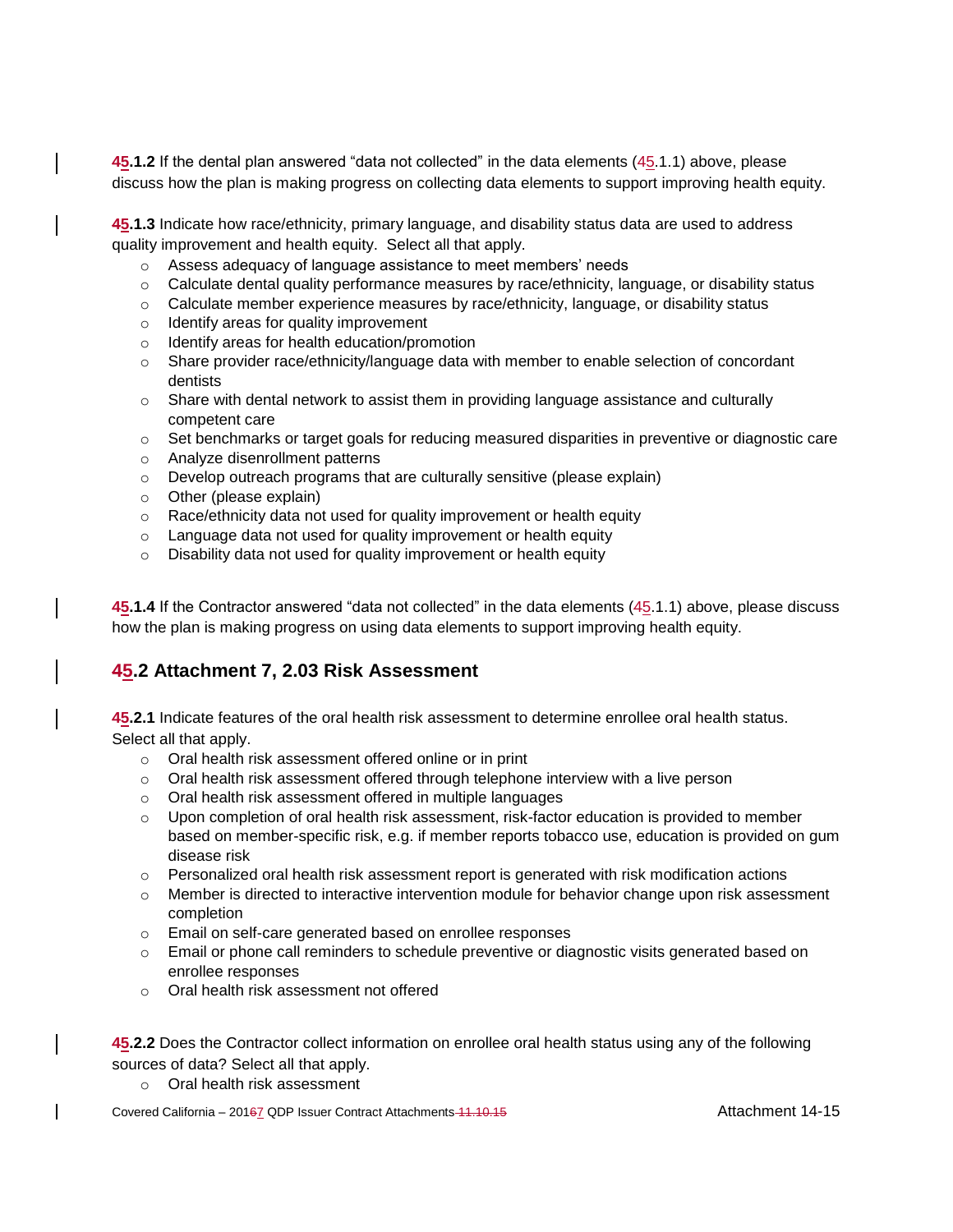**45.1.2** If the dental plan answered "data not collected" in the data elements (45.1.1) above, please discuss how the plan is making progress on collecting data elements to support improving health equity.

**45.1.3** Indicate how race/ethnicity, primary language, and disability status data are used to address quality improvement and health equity. Select all that apply.

- Assess adequacy of language assistance to meet members' needs
- Calculate dental quality performance measures by race/ethnicity, language, or disability status
- Calculate member experience measures by race/ethnicity, language, or disability status
- Identify areas for quality improvement
- Identify areas for health education/promotion
- Share provider race/ethnicity/language data with member to enable selection of concordant dentists
- Share with dental network to assist them in providing language assistance and culturally competent care
- Set benchmarks or target goals for reducing measured disparities in preventive or diagnostic care
- Analyze disenrollment patterns
- Develop outreach programs that are culturally sensitive (please explain)
- Other (please explain)
- Race/ethnicity data not used for quality improvement or health equity
- Language data not used for quality improvement or health equity
- Disability data not used for quality improvement or health equity

**45.1.4** If the Contractor answered "data not collected" in the data elements (45.1.1) above, please discuss how the plan is making progress on using data elements to support improving health equity.

## 45.2 Attachment 7, 2.03 Risk Assessment

**45.2.1** Indicate features of the oral health risk assessment to determine enrollee oral health status. Select all that apply.

- Oral health risk assessment offered online or in print
- Oral health risk assessment offered through telephone interview with a live person
- Oral health risk assessment offered in multiple languages
- Upon completion of oral health risk assessment, risk-factor education is provided to member based on member-specific risk, e.g. if member reports tobacco use, education is provided on gum disease risk
- Personalized oral health risk assessment report is generated with risk modification actions
- Member is directed to interactive intervention module for behavior change upon risk assessment completion
- Email on self-care generated based on enrollee responses
- Email or phone call reminders to schedule preventive or diagnostic visits generated based on enrollee responses
- Oral health risk assessment not offered

**45.2.2** Does the Contractor collect information on enrollee oral health status using any of the following sources of data? Select all that apply.

- Oral health risk assessment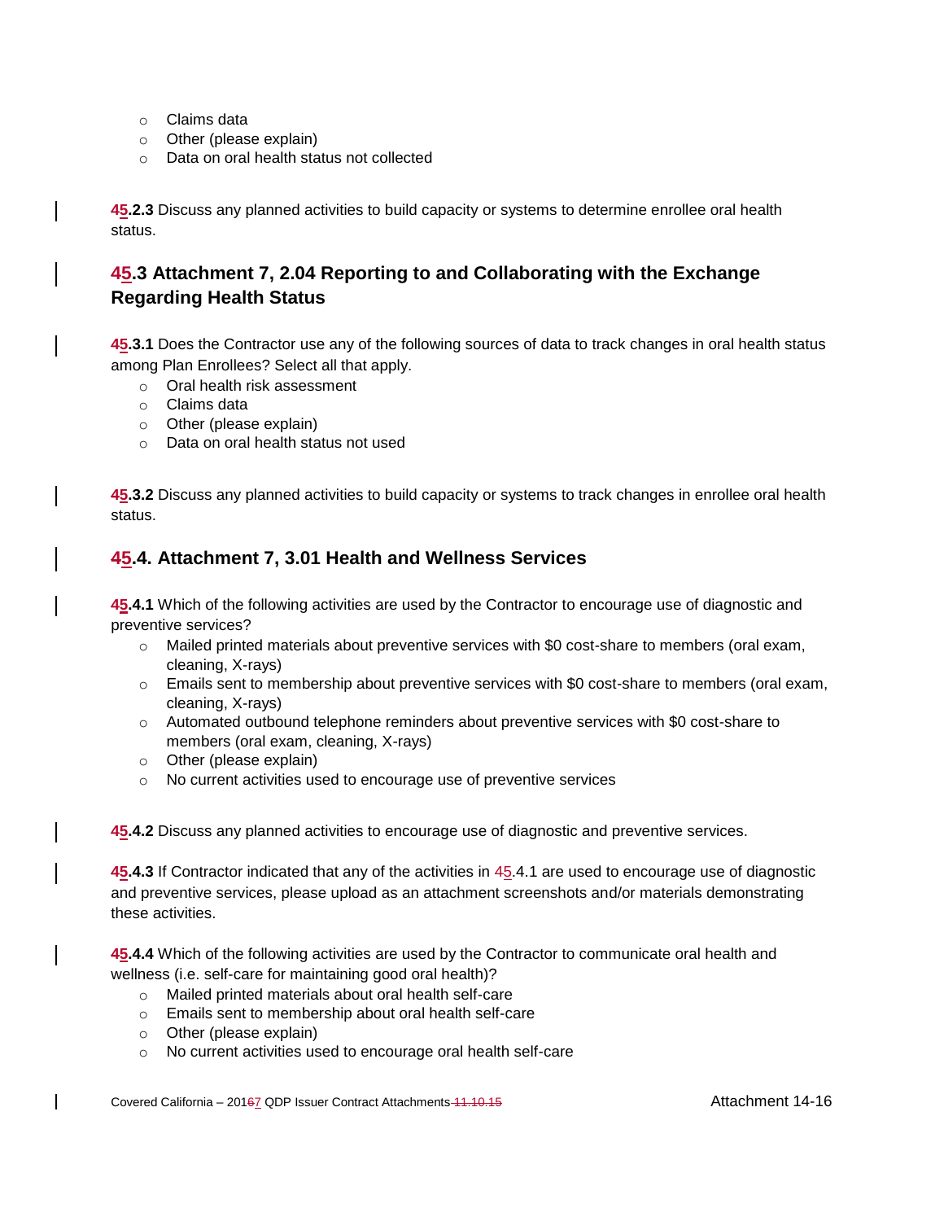- Claims data
- Other (please explain)
- Data on oral health status not collected

**45.2.3** Discuss any planned activities to build capacity or systems to determine enrollee oral health status.

## 45.3 Attachment 7, 2.04 Reporting to and Collaborating with the Exchange Regarding Health Status

**45.3.1** Does the Contractor use any of the following sources of data to track changes in oral health status among Plan Enrollees? Select all that apply.

- Oral health risk assessment
- Claims data
- Other (please explain)
- Data on oral health status not used

**45.3.2** Discuss any planned activities to build capacity or systems to track changes in enrollee oral health status.

## 45.4. Attachment 7, 3.01 Health and Wellness Services

**45.4.1** Which of the following activities are used by the Contractor to encourage use of diagnostic and preventive services?

- Mailed printed materials about preventive services with $0 cost-share to members (oral exam, cleaning, X-rays)
- Emails sent to membership about preventive services with $0 cost-share to members (oral exam, cleaning, X-rays)
- Automated outbound telephone reminders about preventive services with $0 cost-share to members (oral exam, cleaning, X-rays)
- Other (please explain)
- No current activities used to encourage use of preventive services

**45.4.2** Discuss any planned activities to encourage use of diagnostic and preventive services.

**45.4.3** If Contractor indicated that any of the activities in 45.4.1 are used to encourage use of diagnostic and preventive services, please upload as an attachment screenshots and/or materials demonstrating these activities.

**45.4.4** Which of the following activities are used by the Contractor to communicate oral health and wellness (i.e. self-care for maintaining good oral health)?

- Mailed printed materials about oral health self-care
- Emails sent to membership about oral health self-care
- Other (please explain)
- No current activities used to encourage oral health self-care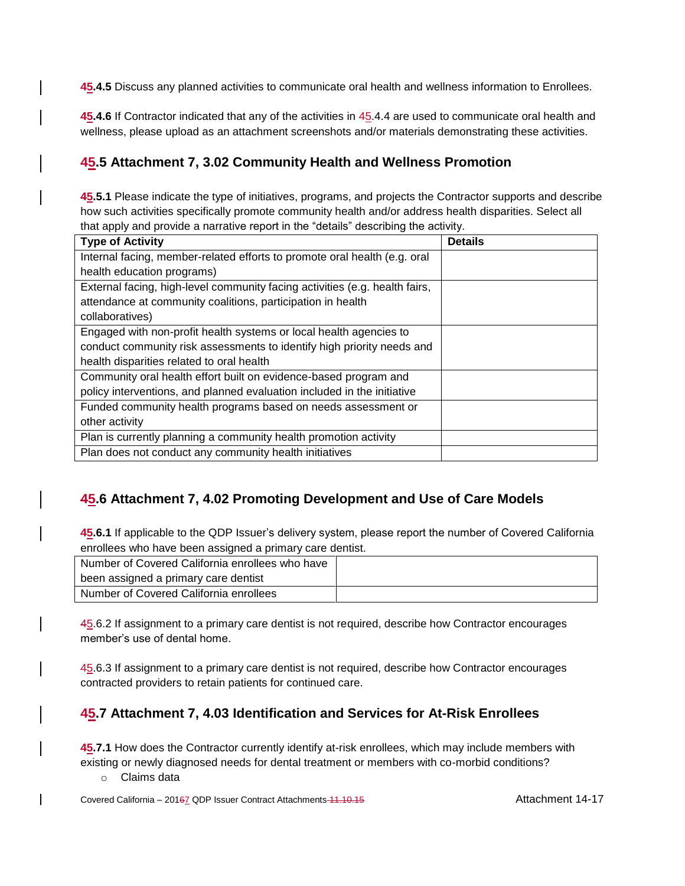**45.4.5** Discuss any planned activities to communicate oral health and wellness information to Enrollees.

**45.4.6** If Contractor indicated that any of the activities in 45.4.4 are used to communicate oral health and wellness, please upload as an attachment screenshots and/or materials demonstrating these activities.

## 45.5 Attachment 7, 3.02 Community Health and Wellness Promotion

**45.5.1** Please indicate the type of initiatives, programs, and projects the Contractor supports and describe how such activities specifically promote community health and/or address health disparities. Select all that apply and provide a narrative report in the "details" describing the activity.

| Type of Activity | Details |
|---|---|
| Internal facing, member-related efforts to promote oral health (e.g. oral health education programs) | |
| External facing, high-level community facing activities (e.g. health fairs, attendance at community coalitions, participation in health collaboratives) | |
| Engaged with non-profit health systems or local health agencies to conduct community risk assessments to identify high priority needs and health disparities related to oral health | |
| Community oral health effort built on evidence-based program and policy interventions, and planned evaluation included in the initiative | |
| Funded community health programs based on needs assessment or other activity | |
| Plan is currently planning a community health promotion activity | |
| Plan does not conduct any community health initiatives | |

## 45.6 Attachment 7, 4.02 Promoting Development and Use of Care Models

**45.6.1** If applicable to the QDP Issuer's delivery system, please report the number of Covered California enrollees who have been assigned a primary care dentist.

| | |
|---|---|
| Number of Covered California enrollees who have been assigned a primary care dentist | |
| Number of Covered California enrollees | |

45.6.2 If assignment to a primary care dentist is not required, describe how Contractor encourages member's use of dental home.

45.6.3 If assignment to a primary care dentist is not required, describe how Contractor encourages contracted providers to retain patients for continued care.

## 45.7 Attachment 7, 4.03 Identification and Services for At-Risk Enrollees

**45.7.1** How does the Contractor currently identify at-risk enrollees, which may include members with existing or newly diagnosed needs for dental treatment or members with co-morbid conditions?

- Claims data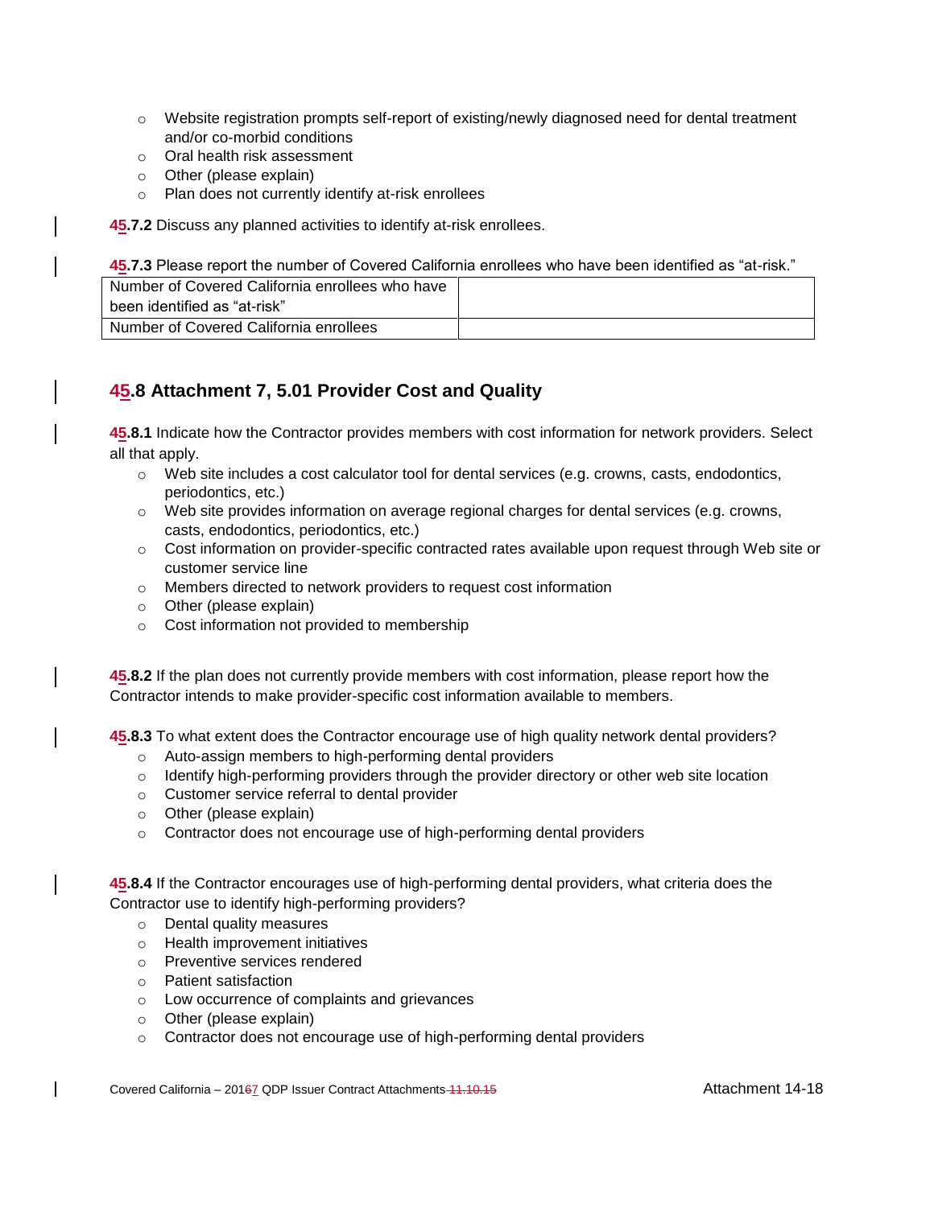- Website registration prompts self-report of existing/newly diagnosed need for dental treatment and/or co-morbid conditions
- Oral health risk assessment
- Other (please explain)
- Plan does not currently identify at-risk enrollees

**45.7.2** Discuss any planned activities to identify at-risk enrollees.

**45.7.3** Please report the number of Covered California enrollees who have been identified as "at-risk."

| Number of Covered California enrollees who have been identified as "at-risk" | |
|---|---|
| Number of Covered California enrollees | |

## 45.8 Attachment 7, 5.01 Provider Cost and Quality

**45.8.1** Indicate how the Contractor provides members with cost information for network providers. Select all that apply.

- Web site includes a cost calculator tool for dental services (e.g. crowns, casts, endodontics, periodontics, etc.)
- Web site provides information on average regional charges for dental services (e.g. crowns, casts, endodontics, periodontics, etc.)
- Cost information on provider-specific contracted rates available upon request through Web site or customer service line
- Members directed to network providers to request cost information
- Other (please explain)
- Cost information not provided to membership

**45.8.2** If the plan does not currently provide members with cost information, please report how the Contractor intends to make provider-specific cost information available to members.

**45.8.3** To what extent does the Contractor encourage use of high quality network dental providers?

- Auto-assign members to high-performing dental providers
- Identify high-performing providers through the provider directory or other web site location
- Customer service referral to dental provider
- Other (please explain)
- Contractor does not encourage use of high-performing dental providers

**45.8.4** If the Contractor encourages use of high-performing dental providers, what criteria does the Contractor use to identify high-performing providers?

- Dental quality measures
- Health improvement initiatives
- Preventive services rendered
- Patient satisfaction
- Low occurrence of complaints and grievances
- Other (please explain)
- Contractor does not encourage use of high-performing dental providers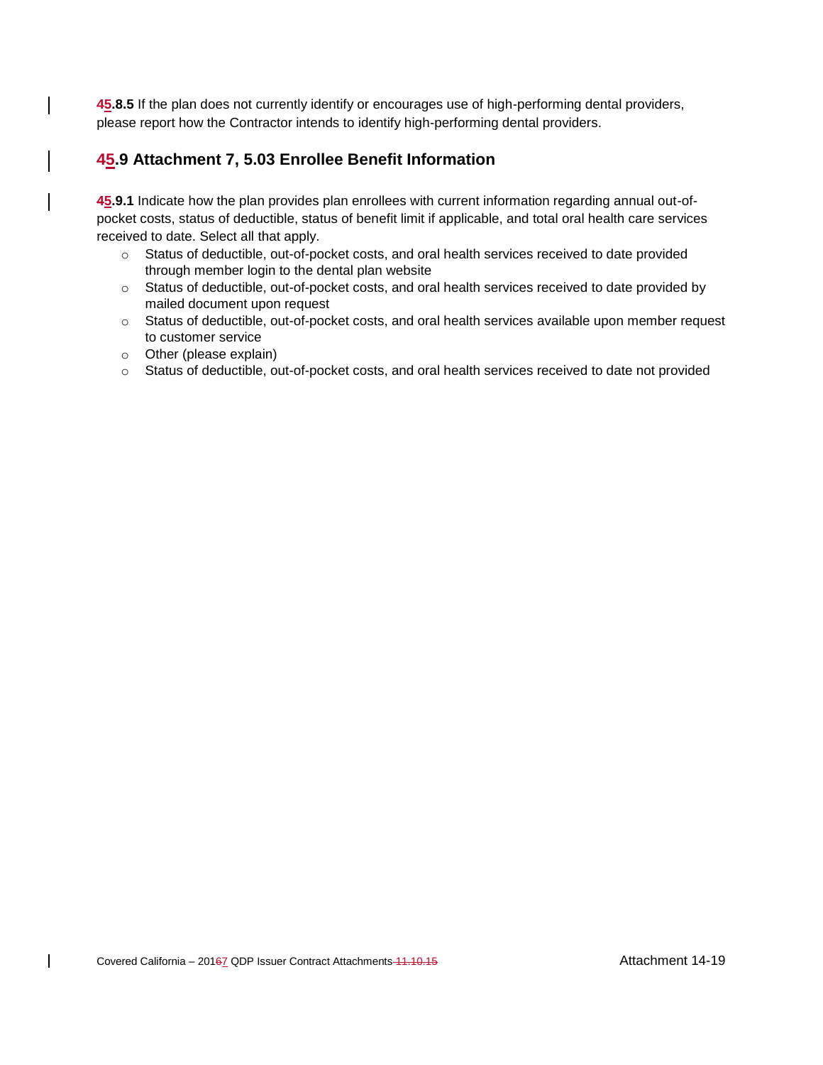**45.8.5** If the plan does not currently identify or encourages use of high-performing dental providers, please report how the Contractor intends to identify high-performing dental providers.

## 45.9 Attachment 7, 5.03 Enrollee Benefit Information

**45.9.1** Indicate how the plan provides plan enrollees with current information regarding annual out-of-pocket costs, status of deductible, status of benefit limit if applicable, and total oral health care services received to date. Select all that apply.

- Status of deductible, out-of-pocket costs, and oral health services received to date provided through member login to the dental plan website
- Status of deductible, out-of-pocket costs, and oral health services received to date provided by mailed document upon request
- Status of deductible, out-of-pocket costs, and oral health services available upon member request to customer service
- Other (please explain)
- Status of deductible, out-of-pocket costs, and oral health services received to date not provided